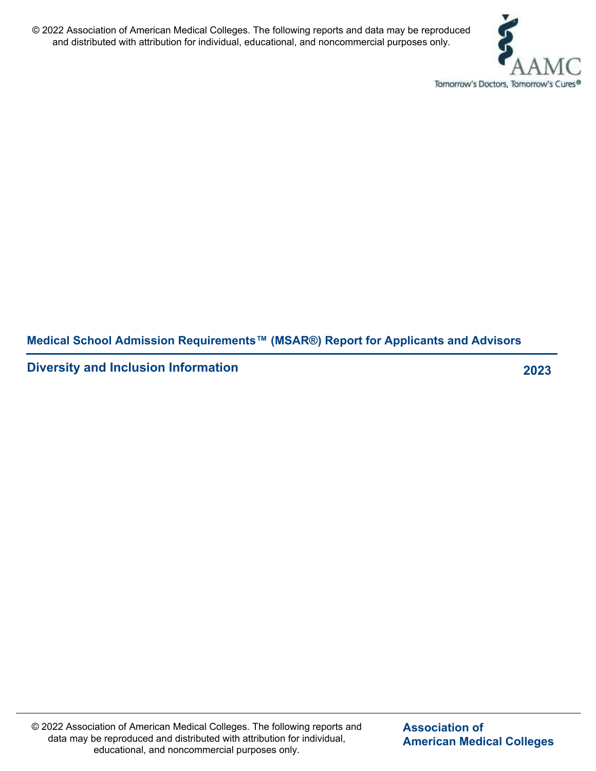© 2022 Association of American Medical Colleges. The following reports and data may be reproduced and distributed with attribution for individual, educational, and noncommercial purposes only.

AAMC

Tomorrow's Doctors, Tomorrow's Cures®

## Medical School Admission Requirements™ (MSAR®) Report for Applicants and Advisors

## Diversity and Inclusion Information

**2023**

© 2022 Association of American Medical Colleges. The following reports and data may be reproduced and distributed with attribution for individual, educational, and noncommercial purposes only.

**Association of American Medical Colleges**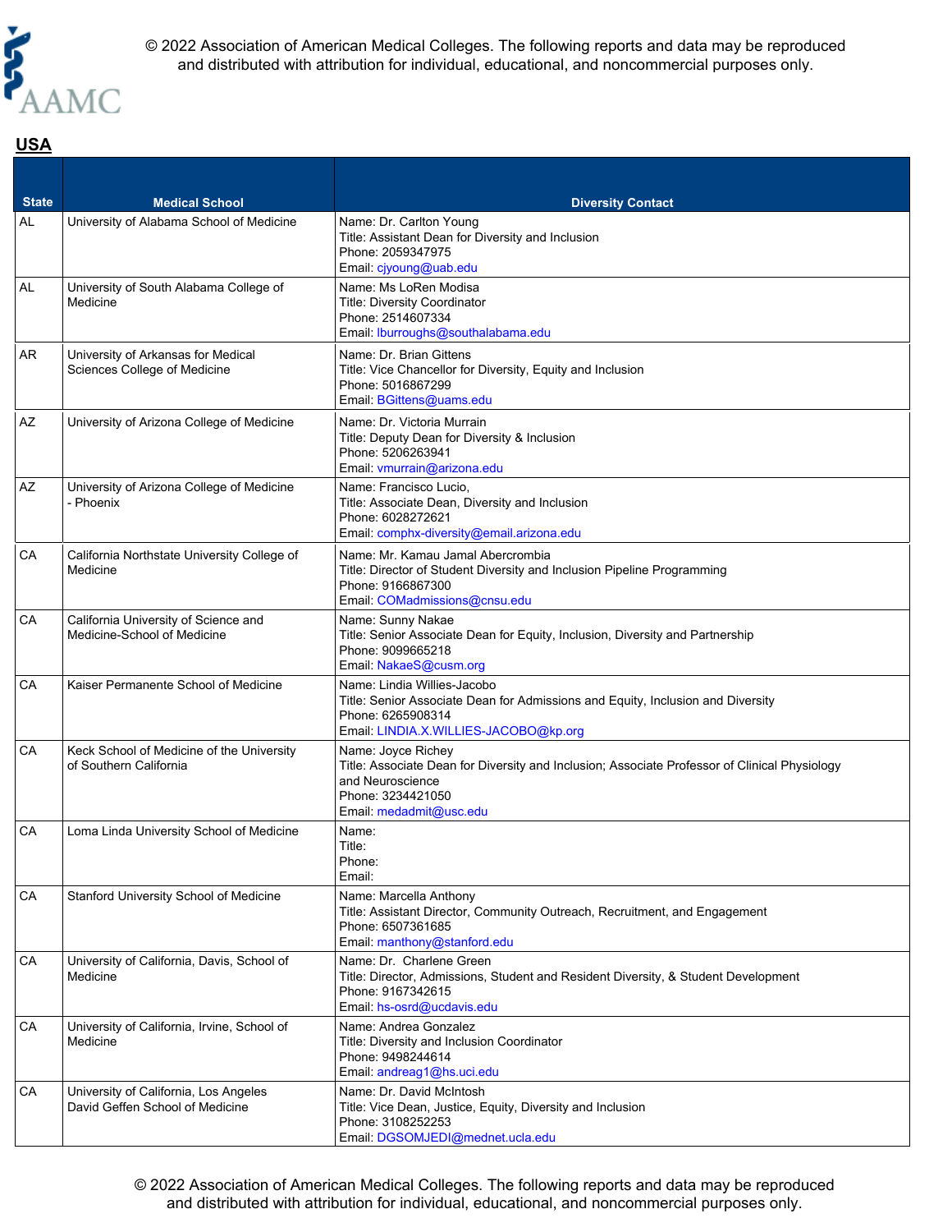## USA

| State | Medical School | Diversity Contact |
|---|---|---|
| AL | University of Alabama School of Medicine | Name: Dr. Carlton Young<br>Title: Assistant Dean for Diversity and Inclusion<br>Phone: 2059347975<br>Email: cjyoung@uab.edu |
| AL | University of South Alabama College of Medicine | Name: Ms LoRen Modisa<br>Title: Diversity Coordinator<br>Phone: 2514607334<br>Email: lburroughs@southalabama.edu |
| AR | University of Arkansas for Medical Sciences College of Medicine | Name: Dr. Brian Gittens<br>Title: Vice Chancellor for Diversity, Equity and Inclusion<br>Phone: 5016867299<br>Email: BGittens@uams.edu |
| AZ | University of Arizona College of Medicine | Name: Dr. Victoria Murrain<br>Title: Deputy Dean for Diversity & Inclusion<br>Phone: 5206263941<br>Email: vmurrain@arizona.edu |
| AZ | University of Arizona College of Medicine - Phoenix | Name: Francisco Lucio,<br>Title: Associate Dean, Diversity and Inclusion<br>Phone: 6028272621<br>Email: comphx-diversity@email.arizona.edu |
| CA | California Northstate University College of Medicine | Name: Mr. Kamau Jamal Abercrombia<br>Title: Director of Student Diversity and Inclusion Pipeline Programming<br>Phone: 9166867300<br>Email: COMadmissions@cnsu.edu |
| CA | California University of Science and Medicine-School of Medicine | Name: Sunny Nakae<br>Title: Senior Associate Dean for Equity, Inclusion, Diversity and Partnership<br>Phone: 9099665218<br>Email: NakaeS@cusm.org |
| CA | Kaiser Permanente School of Medicine | Name: Lindia Willies-Jacobo<br>Title: Senior Associate Dean for Admissions and Equity, Inclusion and Diversity<br>Phone: 6265908314<br>Email: LINDIA.X.WILLIES-JACOBO@kp.org |
| CA | Keck School of Medicine of the University of Southern California | Name: Joyce Richey<br>Title: Associate Dean for Diversity and Inclusion; Associate Professor of Clinical Physiology and Neuroscience<br>Phone: 3234421050<br>Email: medadmit@usc.edu |
| CA | Loma Linda University School of Medicine | Name:<br>Title:<br>Phone:<br>Email: |
| CA | Stanford University School of Medicine | Name: Marcella Anthony<br>Title: Assistant Director, Community Outreach, Recruitment, and Engagement<br>Phone: 6507361685<br>Email: manthony@stanford.edu |
| CA | University of California, Davis, School of Medicine | Name: Dr. Charlene Green<br>Title: Director, Admissions, Student and Resident Diversity, & Student Development<br>Phone: 9167342615<br>Email: hs-osrd@ucdavis.edu |
| CA | University of California, Irvine, School of Medicine | Name: Andrea Gonzalez<br>Title: Diversity and Inclusion Coordinator<br>Phone: 9498244614<br>Email: andreag1@hs.uci.edu |
| CA | University of California, Los Angeles David Geffen School of Medicine | Name: Dr. David McIntosh<br>Title: Vice Dean, Justice, Equity, Diversity and Inclusion<br>Phone: 3108252253<br>Email: DGSOMJEDI@mednet.ucla.edu |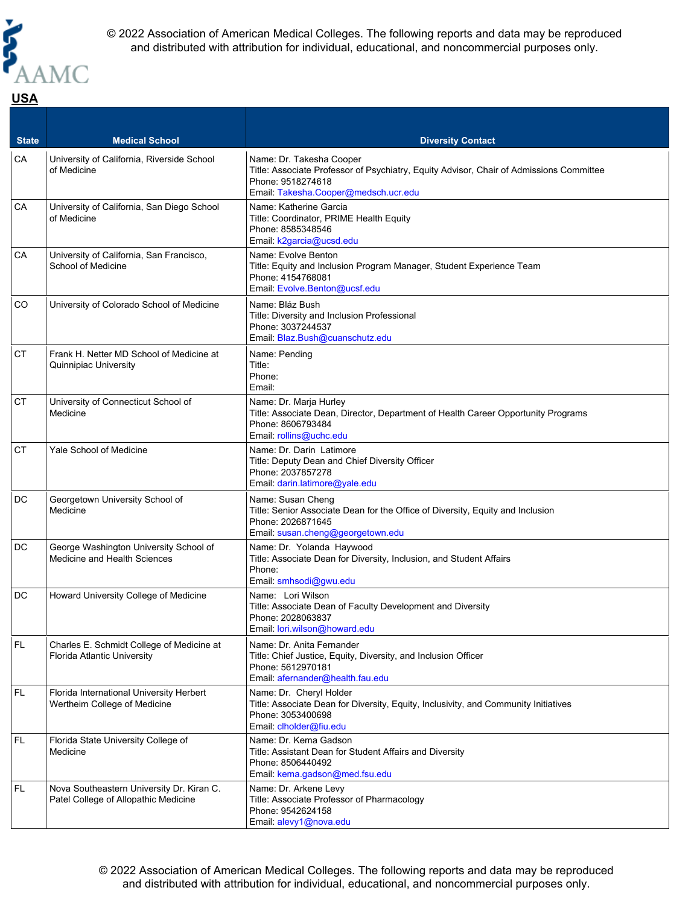## USA

| State | Medical School | Diversity Contact |
|---|---|---|
| CA | University of California, Riverside School of Medicine | Name: Dr. Takesha Cooper<br>Title: Associate Professor of Psychiatry, Equity Advisor, Chair of Admissions Committee<br>Phone: 9518274618<br>Email: Takesha.Cooper@medsch.ucr.edu |
| CA | University of California, San Diego School of Medicine | Name: Katherine Garcia<br>Title: Coordinator, PRIME Health Equity<br>Phone: 8585348546<br>Email: k2garcia@ucsd.edu |
| CA | University of California, San Francisco, School of Medicine | Name: Evolve Benton<br>Title: Equity and Inclusion Program Manager, Student Experience Team<br>Phone: 4154768081<br>Email: Evolve.Benton@ucsf.edu |
| CO | University of Colorado School of Medicine | Name: Bláz Bush<br>Title: Diversity and Inclusion Professional<br>Phone: 3037244537<br>Email: Blaz.Bush@cuanschutz.edu |
| CT | Frank H. Netter MD School of Medicine at Quinnipiac University | Name: Pending<br>Title:<br>Phone:<br>Email: |
| CT | University of Connecticut School of Medicine | Name: Dr. Marja Hurley<br>Title: Associate Dean, Director, Department of Health Career Opportunity Programs<br>Phone: 8606793484<br>Email: rollins@uchc.edu |
| CT | Yale School of Medicine | Name: Dr. Darin Latimore<br>Title: Deputy Dean and Chief Diversity Officer<br>Phone: 2037857278<br>Email: darin.latimore@yale.edu |
| DC | Georgetown University School of Medicine | Name: Susan Cheng<br>Title: Senior Associate Dean for the Office of Diversity, Equity and Inclusion<br>Phone: 2026871645<br>Email: susan.cheng@georgetown.edu |
| DC | George Washington University School of Medicine and Health Sciences | Name: Dr. Yolanda Haywood<br>Title: Associate Dean for Diversity, Inclusion, and Student Affairs<br>Phone:<br>Email: smhsodi@gwu.edu |
| DC | Howard University College of Medicine | Name: Lori Wilson<br>Title: Associate Dean of Faculty Development and Diversity<br>Phone: 2028063837<br>Email: lori.wilson@howard.edu |
| FL | Charles E. Schmidt College of Medicine at Florida Atlantic University | Name: Dr. Anita Fernander<br>Title: Chief Justice, Equity, Diversity, and Inclusion Officer<br>Phone: 5612970181<br>Email: afernander@health.fau.edu |
| FL | Florida International University Herbert Wertheim College of Medicine | Name: Dr. Cheryl Holder<br>Title: Associate Dean for Diversity, Equity, Inclusivity, and Community Initiatives<br>Phone: 3053400698<br>Email: clholder@fiu.edu |
| FL | Florida State University College of Medicine | Name: Dr. Kema Gadson<br>Title: Assistant Dean for Student Affairs and Diversity<br>Phone: 8506440492<br>Email: kema.gadson@med.fsu.edu |
| FL | Nova Southeastern University Dr. Kiran C. Patel College of Allopathic Medicine | Name: Dr. Arkene Levy<br>Title: Associate Professor of Pharmacology<br>Phone: 9542624158<br>Email: alevy1@nova.edu |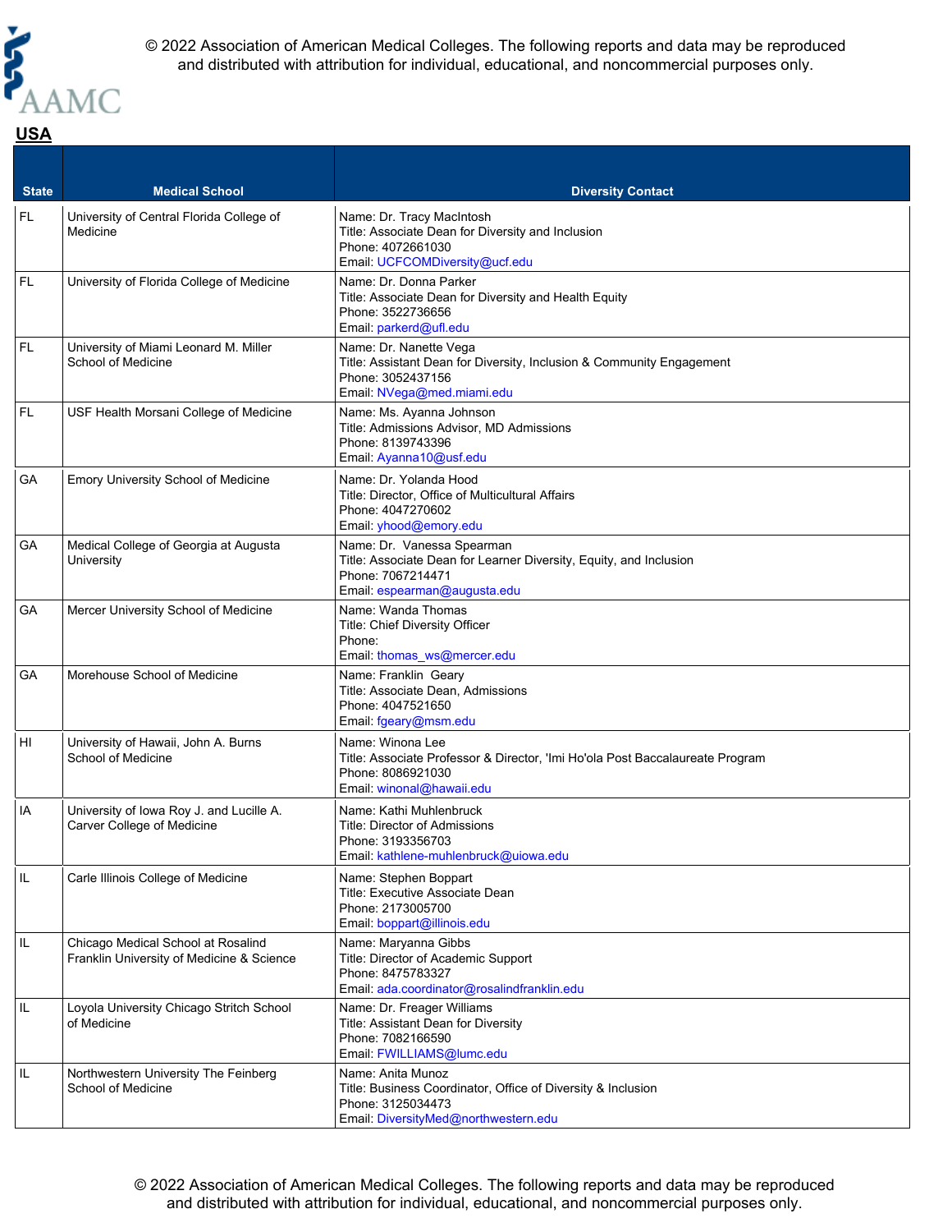## USA

| State | Medical School | Diversity Contact |
|---|---|---|
| FL | University of Central Florida College of Medicine | Name: Dr. Tracy MacIntosh<br>Title: Associate Dean for Diversity and Inclusion<br>Phone: 4072661030<br>Email: UCFCOMDiversity@ucf.edu |
| FL | University of Florida College of Medicine | Name: Dr. Donna Parker<br>Title: Associate Dean for Diversity and Health Equity<br>Phone: 3522736656<br>Email: parkerd@ufl.edu |
| FL | University of Miami Leonard M. Miller School of Medicine | Name: Dr. Nanette Vega<br>Title: Assistant Dean for Diversity, Inclusion & Community Engagement<br>Phone: 3052437156<br>Email: NVega@med.miami.edu |
| FL | USF Health Morsani College of Medicine | Name: Ms. Ayanna Johnson<br>Title: Admissions Advisor, MD Admissions<br>Phone: 8139743396<br>Email: Ayanna10@usf.edu |
| GA | Emory University School of Medicine | Name: Dr. Yolanda Hood<br>Title: Director, Office of Multicultural Affairs<br>Phone: 4047270602<br>Email: yhood@emory.edu |
| GA | Medical College of Georgia at Augusta University | Name: Dr. Vanessa Spearman<br>Title: Associate Dean for Learner Diversity, Equity, and Inclusion<br>Phone: 7067214471<br>Email: espearman@augusta.edu |
| GA | Mercer University School of Medicine | Name: Wanda Thomas<br>Title: Chief Diversity Officer<br>Phone:<br>Email: thomas_ws@mercer.edu |
| GA | Morehouse School of Medicine | Name: Franklin Geary<br>Title: Associate Dean, Admissions<br>Phone: 4047521650<br>Email: fgeary@msm.edu |
| HI | University of Hawaii, John A. Burns School of Medicine | Name: Winona Lee<br>Title: Associate Professor & Director, 'Imi Ho'ola Post Baccalaureate Program<br>Phone: 8086921030<br>Email: winonal@hawaii.edu |
| IA | University of Iowa Roy J. and Lucille A. Carver College of Medicine | Name: Kathi Muhlenbruck<br>Title: Director of Admissions<br>Phone: 3193356703<br>Email: kathlene-muhlenbruck@uiowa.edu |
| IL | Carle Illinois College of Medicine | Name: Stephen Boppart<br>Title: Executive Associate Dean<br>Phone: 2173005700<br>Email: boppart@illinois.edu |
| IL | Chicago Medical School at Rosalind Franklin University of Medicine & Science | Name: Maryanna Gibbs<br>Title: Director of Academic Support<br>Phone: 8475783327<br>Email: ada.coordinator@rosalindfranklin.edu |
| IL | Loyola University Chicago Stritch School of Medicine | Name: Dr. Freager Williams<br>Title: Assistant Dean for Diversity<br>Phone: 7082166590<br>Email: FWILLIAMS@lumc.edu |
| IL | Northwestern University The Feinberg School of Medicine | Name: Anita Munoz<br>Title: Business Coordinator, Office of Diversity & Inclusion<br>Phone: 3125034473<br>Email: DiversityMed@northwestern.edu |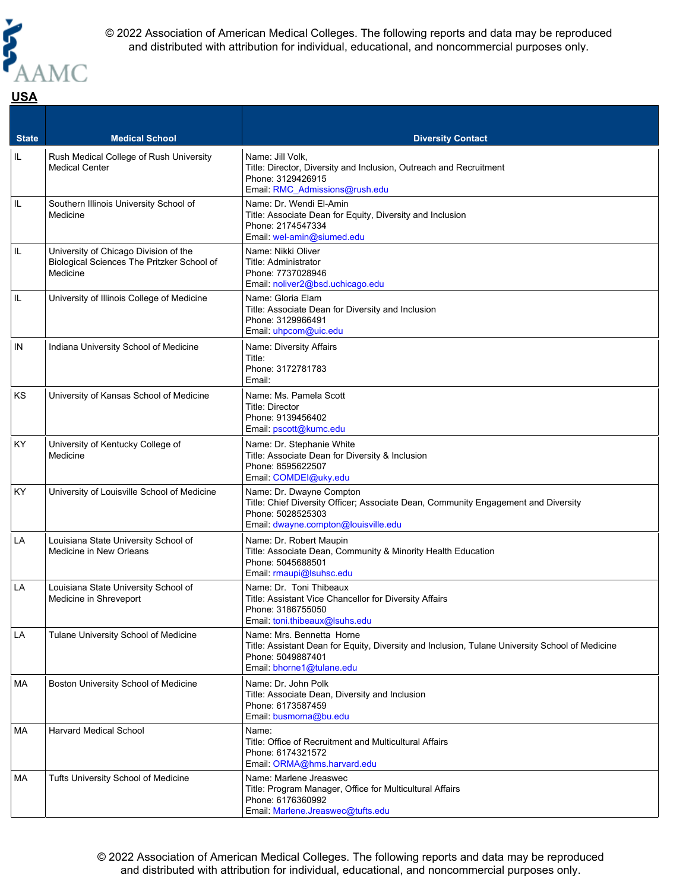## USA

| State | Medical School | Diversity Contact |
|---|---|---|
| IL | Rush Medical College of Rush University Medical Center | Name: Jill Volk,<br>Title: Director, Diversity and Inclusion, Outreach and Recruitment<br>Phone: 3129426915<br>Email: RMC_Admissions@rush.edu |
| IL | Southern Illinois University School of Medicine | Name: Dr. Wendi El-Amin<br>Title: Associate Dean for Equity, Diversity and Inclusion<br>Phone: 2174547334<br>Email: wel-amin@siumed.edu |
| IL | University of Chicago Division of the Biological Sciences The Pritzker School of Medicine | Name: Nikki Oliver<br>Title: Administrator<br>Phone: 7737028946<br>Email: noliver2@bsd.uchicago.edu |
| IL | University of Illinois College of Medicine | Name: Gloria Elam<br>Title: Associate Dean for Diversity and Inclusion<br>Phone: 3129966491<br>Email: uhpcom@uic.edu |
| IN | Indiana University School of Medicine | Name: Diversity Affairs<br>Title:<br>Phone: 3172781783<br>Email: |
| KS | University of Kansas School of Medicine | Name: Ms. Pamela Scott<br>Title: Director<br>Phone: 9139456402<br>Email: pscott@kumc.edu |
| KY | University of Kentucky College of Medicine | Name: Dr. Stephanie White<br>Title: Associate Dean for Diversity & Inclusion<br>Phone: 8595622507<br>Email: COMDEI@uky.edu |
| KY | University of Louisville School of Medicine | Name: Dr. Dwayne Compton<br>Title: Chief Diversity Officer; Associate Dean, Community Engagement and Diversity<br>Phone: 5028525303<br>Email: dwayne.compton@louisville.edu |
| LA | Louisiana State University School of Medicine in New Orleans | Name: Dr. Robert Maupin<br>Title: Associate Dean, Community & Minority Health Education<br>Phone: 5045688501<br>Email: rmaupi@lsuhsc.edu |
| LA | Louisiana State University School of Medicine in Shreveport | Name: Dr. Toni Thibeaux<br>Title: Assistant Vice Chancellor for Diversity Affairs<br>Phone: 3186755050<br>Email: toni.thibeaux@lsuhs.edu |
| LA | Tulane University School of Medicine | Name: Mrs. Bennetta Horne<br>Title: Assistant Dean for Equity, Diversity and Inclusion, Tulane University School of Medicine<br>Phone: 5049887401<br>Email: bhorne1@tulane.edu |
| MA | Boston University School of Medicine | Name: Dr. John Polk<br>Title: Associate Dean, Diversity and Inclusion<br>Phone: 6173587459<br>Email: busmoma@bu.edu |
| MA | Harvard Medical School | Name:<br>Title: Office of Recruitment and Multicultural Affairs<br>Phone: 6174321572<br>Email: ORMA@hms.harvard.edu |
| MA | Tufts University School of Medicine | Name: Marlene Jreaswec<br>Title: Program Manager, Office for Multicultural Affairs<br>Phone: 6176360992<br>Email: Marlene.Jreaswec@tufts.edu |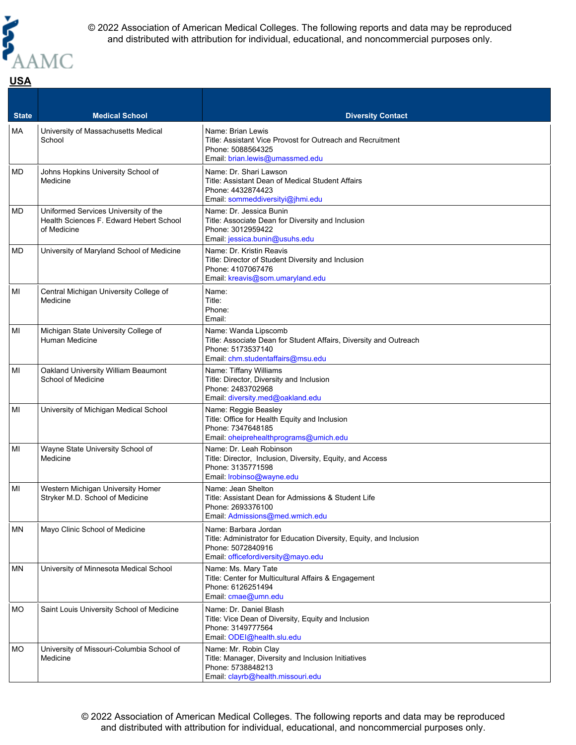## USA

| State | Medical School | Diversity Contact |
|---|---|---|
| MA | University of Massachusetts Medical School | Name: Brian Lewis<br>Title: Assistant Vice Provost for Outreach and Recruitment<br>Phone: 5088564325<br>Email: brian.lewis@umassmed.edu |
| MD | Johns Hopkins University School of Medicine | Name: Dr. Shari Lawson<br>Title: Assistant Dean of Medical Student Affairs<br>Phone: 4432874423<br>Email: sommeddiversityi@jhmi.edu |
| MD | Uniformed Services University of the Health Sciences F. Edward Hebert School of Medicine | Name: Dr. Jessica Bunin<br>Title: Associate Dean for Diversity and Inclusion<br>Phone: 3012959422<br>Email: jessica.bunin@usuhs.edu |
| MD | University of Maryland School of Medicine | Name: Dr. Kristin Reavis<br>Title: Director of Student Diversity and Inclusion<br>Phone: 4107067476<br>Email: kreavis@som.umaryland.edu |
| MI | Central Michigan University College of Medicine | Name:<br>Title:<br>Phone:<br>Email: |
| MI | Michigan State University College of Human Medicine | Name: Wanda Lipscomb<br>Title: Associate Dean for Student Affairs, Diversity and Outreach<br>Phone: 5173537140<br>Email: chm.studentaffairs@msu.edu |
| MI | Oakland University William Beaumont School of Medicine | Name: Tiffany Williams<br>Title: Director, Diversity and Inclusion<br>Phone: 2483702968<br>Email: diversity.med@oakland.edu |
| MI | University of Michigan Medical School | Name: Reggie Beasley<br>Title: Office for Health Equity and Inclusion<br>Phone: 7347648185<br>Email: oheiprehealthprograms@umich.edu |
| MI | Wayne State University School of Medicine | Name: Dr. Leah Robinson<br>Title: Director, Inclusion, Diversity, Equity, and Access<br>Phone: 3135771598<br>Email: lrobinso@wayne.edu |
| MI | Western Michigan University Homer Stryker M.D. School of Medicine | Name: Jean Shelton<br>Title: Assistant Dean for Admissions & Student Life<br>Phone: 2693376100<br>Email: Admissions@med.wmich.edu |
| MN | Mayo Clinic School of Medicine | Name: Barbara Jordan<br>Title: Administrator for Education Diversity, Equity, and Inclusion<br>Phone: 5072840916<br>Email: officefordiversity@mayo.edu |
| MN | University of Minnesota Medical School | Name: Ms. Mary Tate<br>Title: Center for Multicultural Affairs & Engagement<br>Phone: 6126251494<br>Email: cmae@umn.edu |
| MO | Saint Louis University School of Medicine | Name: Dr. Daniel Blash<br>Title: Vice Dean of Diversity, Equity and Inclusion<br>Phone: 3149777564<br>Email: ODEI@health.slu.edu |
| MO | University of Missouri-Columbia School of Medicine | Name: Mr. Robin Clay<br>Title: Manager, Diversity and Inclusion Initiatives<br>Phone: 5738848213<br>Email: clayrb@health.missouri.edu |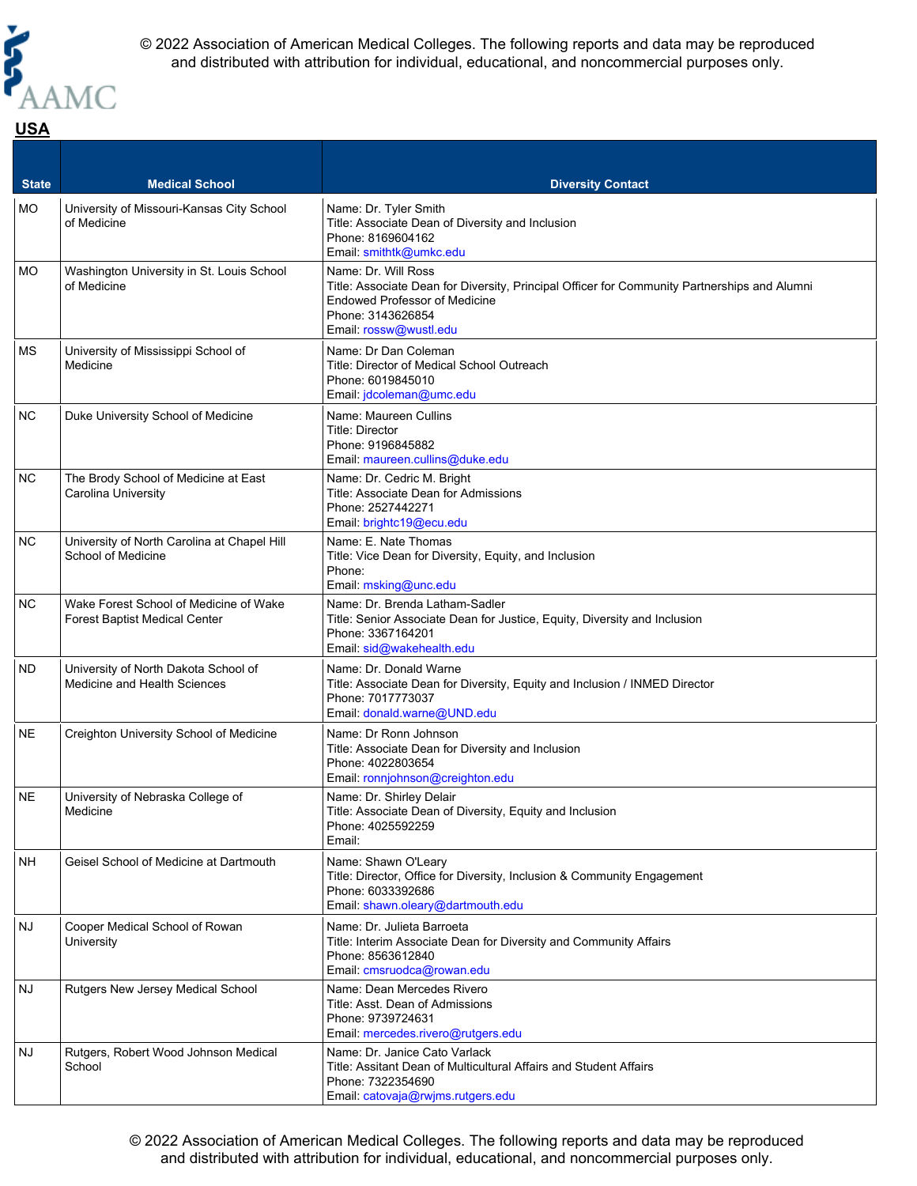## USA

| State | Medical School | Diversity Contact |
|---|---|---|
| MO | University of Missouri-Kansas City School of Medicine | Name: Dr. Tyler Smith<br>Title: Associate Dean of Diversity and Inclusion<br>Phone: 8169604162<br>Email: smithtk@umkc.edu |
| MO | Washington University in St. Louis School of Medicine | Name: Dr. Will Ross<br>Title: Associate Dean for Diversity, Principal Officer for Community Partnerships and Alumni Endowed Professor of Medicine<br>Phone: 3143626854<br>Email: rossw@wustl.edu |
| MS | University of Mississippi School of Medicine | Name: Dr Dan Coleman<br>Title: Director of Medical School Outreach<br>Phone: 6019845010<br>Email: jdcoleman@umc.edu |
| NC | Duke University School of Medicine | Name: Maureen Cullins<br>Title: Director<br>Phone: 9196845882<br>Email: maureen.cullins@duke.edu |
| NC | The Brody School of Medicine at East Carolina University | Name: Dr. Cedric M. Bright<br>Title: Associate Dean for Admissions<br>Phone: 2527442271<br>Email: brightc19@ecu.edu |
| NC | University of North Carolina at Chapel Hill School of Medicine | Name: E. Nate Thomas<br>Title: Vice Dean for Diversity, Equity, and Inclusion<br>Phone:<br>Email: msking@unc.edu |
| NC | Wake Forest School of Medicine of Wake Forest Baptist Medical Center | Name: Dr. Brenda Latham-Sadler<br>Title: Senior Associate Dean for Justice, Equity, Diversity and Inclusion<br>Phone: 3367164201<br>Email: sid@wakehealth.edu |
| ND | University of North Dakota School of Medicine and Health Sciences | Name: Dr. Donald Warne<br>Title: Associate Dean for Diversity, Equity and Inclusion / INMED Director<br>Phone: 7017773037<br>Email: donald.warne@UND.edu |
| NE | Creighton University School of Medicine | Name: Dr Ronn Johnson<br>Title: Associate Dean for Diversity and Inclusion<br>Phone: 4022803654<br>Email: ronnjohnson@creighton.edu |
| NE | University of Nebraska College of Medicine | Name: Dr. Shirley Delair<br>Title: Associate Dean of Diversity, Equity and Inclusion<br>Phone: 4025592259<br>Email: |
| NH | Geisel School of Medicine at Dartmouth | Name: Shawn O'Leary<br>Title: Director, Office for Diversity, Inclusion & Community Engagement<br>Phone: 6033392686<br>Email: shawn.oleary@dartmouth.edu |
| NJ | Cooper Medical School of Rowan University | Name: Dr. Julieta Barroeta<br>Title: Interim Associate Dean for Diversity and Community Affairs<br>Phone: 8563612840<br>Email: cmsruodca@rowan.edu |
| NJ | Rutgers New Jersey Medical School | Name: Dean Mercedes Rivero<br>Title: Asst. Dean of Admissions<br>Phone: 9739724631<br>Email: mercedes.rivero@rutgers.edu |
| NJ | Rutgers, Robert Wood Johnson Medical School | Name: Dr. Janice Cato Varlack<br>Title: Assitant Dean of Multicultural Affairs and Student Affairs<br>Phone: 7322354690<br>Email: catovaja@rwjms.rutgers.edu |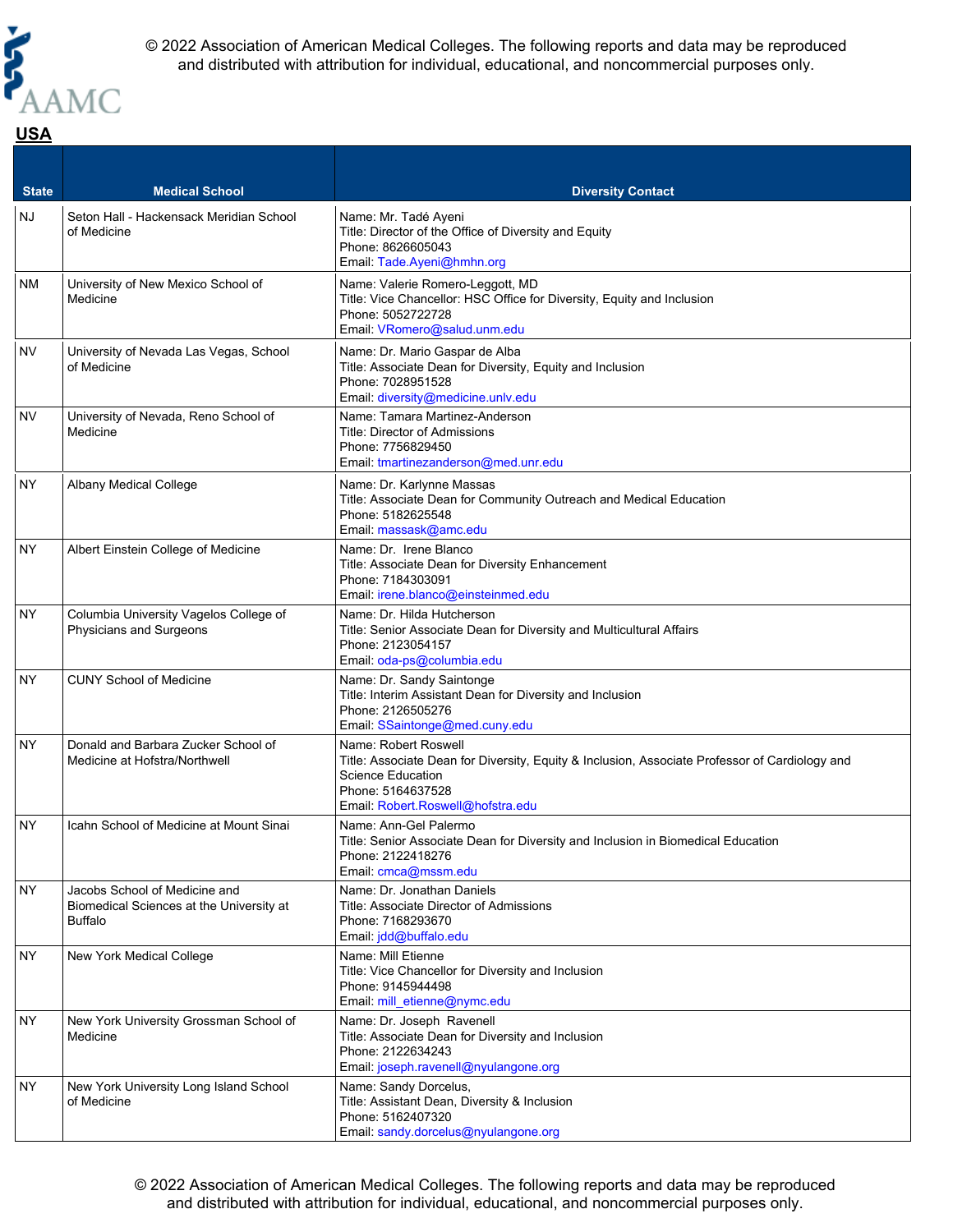## USA

| State | Medical School | Diversity Contact |
|---|---|---|
| NJ | Seton Hall - Hackensack Meridian School of Medicine | Name: Mr. Tadé Ayeni<br>Title: Director of the Office of Diversity and Equity<br>Phone: 8626605043<br>Email: Tade.Ayeni@hmhn.org |
| NM | University of New Mexico School of Medicine | Name: Valerie Romero-Leggott, MD<br>Title: Vice Chancellor: HSC Office for Diversity, Equity and Inclusion<br>Phone: 5052722728<br>Email: VRomero@salud.unm.edu |
| NV | University of Nevada Las Vegas, School of Medicine | Name: Dr. Mario Gaspar de Alba<br>Title: Associate Dean for Diversity, Equity and Inclusion<br>Phone: 7028951528<br>Email: diversity@medicine.unlv.edu |
| NV | University of Nevada, Reno School of Medicine | Name: Tamara Martinez-Anderson<br>Title: Director of Admissions<br>Phone: 7756829450<br>Email: tmartinezanderson@med.unr.edu |
| NY | Albany Medical College | Name: Dr. Karlynne Massas<br>Title: Associate Dean for Community Outreach and Medical Education<br>Phone: 5182625548<br>Email: massask@amc.edu |
| NY | Albert Einstein College of Medicine | Name: Dr. Irene Blanco<br>Title: Associate Dean for Diversity Enhancement<br>Phone: 7184303091<br>Email: irene.blanco@einsteinmed.edu |
| NY | Columbia University Vagelos College of Physicians and Surgeons | Name: Dr. Hilda Hutcherson<br>Title: Senior Associate Dean for Diversity and Multicultural Affairs<br>Phone: 2123054157<br>Email: oda-ps@columbia.edu |
| NY | CUNY School of Medicine | Name: Dr. Sandy Saintonge<br>Title: Interim Assistant Dean for Diversity and Inclusion<br>Phone: 2126505276<br>Email: SSaintonge@med.cuny.edu |
| NY | Donald and Barbara Zucker School of Medicine at Hofstra/Northwell | Name: Robert Roswell<br>Title: Associate Dean for Diversity, Equity & Inclusion, Associate Professor of Cardiology and Science Education<br>Phone: 5164637528<br>Email: Robert.Roswell@hofstra.edu |
| NY | Icahn School of Medicine at Mount Sinai | Name: Ann-Gel Palermo<br>Title: Senior Associate Dean for Diversity and Inclusion in Biomedical Education<br>Phone: 2122418276<br>Email: cmca@mssm.edu |
| NY | Jacobs School of Medicine and Biomedical Sciences at the University at Buffalo | Name: Dr. Jonathan Daniels<br>Title: Associate Director of Admissions<br>Phone: 7168293670<br>Email: jdd@buffalo.edu |
| NY | New York Medical College | Name: Mill Etienne<br>Title: Vice Chancellor for Diversity and Inclusion<br>Phone: 9145944498<br>Email: mill_etienne@nymc.edu |
| NY | New York University Grossman School of Medicine | Name: Dr. Joseph Ravenell<br>Title: Associate Dean for Diversity and Inclusion<br>Phone: 2122634243<br>Email: joseph.ravenell@nyulangone.org |
| NY | New York University Long Island School of Medicine | Name: Sandy Dorcelus,<br>Title: Assistant Dean, Diversity & Inclusion<br>Phone: 5162407320<br>Email: sandy.dorcelus@nyulangone.org |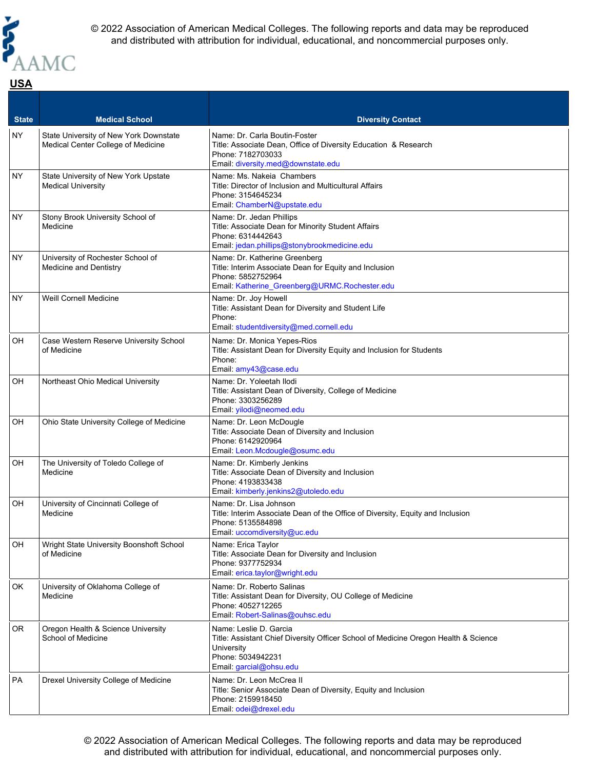© 2022 Association of American Medical Colleges. The following reports and data may be reproduced and distributed with attribution for individual, educational, and noncommercial purposes only.

**USA**

| State | Medical School | Diversity Contact |
|---|---|---|
| NY | State University of New York Downstate Medical Center College of Medicine | Name: Dr. Carla Boutin-Foster<br>Title: Associate Dean, Office of Diversity Education & Research<br>Phone: 7182703033<br>Email: diversity.med@downstate.edu |
| NY | State University of New York Upstate Medical University | Name: Ms. Nakeia Chambers<br>Title: Director of Inclusion and Multicultural Affairs<br>Phone: 3154645234<br>Email: ChamberN@upstate.edu |
| NY | Stony Brook University School of Medicine | Name: Dr. Jedan Phillips<br>Title: Associate Dean for Minority Student Affairs<br>Phone: 6314442643<br>Email: jedan.phillips@stonybrookmedicine.edu |
| NY | University of Rochester School of Medicine and Dentistry | Name: Dr. Katherine Greenberg<br>Title: Interim Associate Dean for Equity and Inclusion<br>Phone: 5852752964<br>Email: Katherine_Greenberg@URMC.Rochester.edu |
| NY | Weill Cornell Medicine | Name: Dr. Joy Howell<br>Title: Assistant Dean for Diversity and Student Life<br>Phone:<br>Email: studentdiversity@med.cornell.edu |
| OH | Case Western Reserve University School of Medicine | Name: Dr. Monica Yepes-Rios<br>Title: Assistant Dean for Diversity Equity and Inclusion for Students<br>Phone:<br>Email: amy43@case.edu |
| OH | Northeast Ohio Medical University | Name: Dr. Yoleetah Ilodi<br>Title: Assistant Dean of Diversity, College of Medicine<br>Phone: 3303256289<br>Email: yilodi@neomed.edu |
| OH | Ohio State University College of Medicine | Name: Dr. Leon McDougle<br>Title: Associate Dean of Diversity and Inclusion<br>Phone: 6142920964<br>Email: Leon.Mcdougle@osumc.edu |
| OH | The University of Toledo College of Medicine | Name: Dr. Kimberly Jenkins<br>Title: Associate Dean of Diversity and Inclusion<br>Phone: 4193833438<br>Email: kimberly.jenkins2@utoledo.edu |
| OH | University of Cincinnati College of Medicine | Name: Dr. Lisa Johnson<br>Title: Interim Associate Dean of the Office of Diversity, Equity and Inclusion<br>Phone: 5135584898<br>Email: uccomdiversity@uc.edu |
| OH | Wright State University Boonshoft School of Medicine | Name: Erica Taylor<br>Title: Associate Dean for Diversity and Inclusion<br>Phone: 9377752934<br>Email: erica.taylor@wright.edu |
| OK | University of Oklahoma College of Medicine | Name: Dr. Roberto Salinas<br>Title: Assistant Dean for Diversity, OU College of Medicine<br>Phone: 4052712265<br>Email: Robert-Salinas@ouhsc.edu |
| OR | Oregon Health & Science University School of Medicine | Name: Leslie D. Garcia<br>Title: Assistant Chief Diversity Officer School of Medicine Oregon Health & Science University<br>Phone: 5034942231<br>Email: garcial@ohsu.edu |
| PA | Drexel University College of Medicine | Name: Dr. Leon McCrea II<br>Title: Senior Associate Dean of Diversity, Equity and Inclusion<br>Phone: 2159918450<br>Email: odei@drexel.edu |

© 2022 Association of American Medical Colleges. The following reports and data may be reproduced and distributed with attribution for individual, educational, and noncommercial purposes only.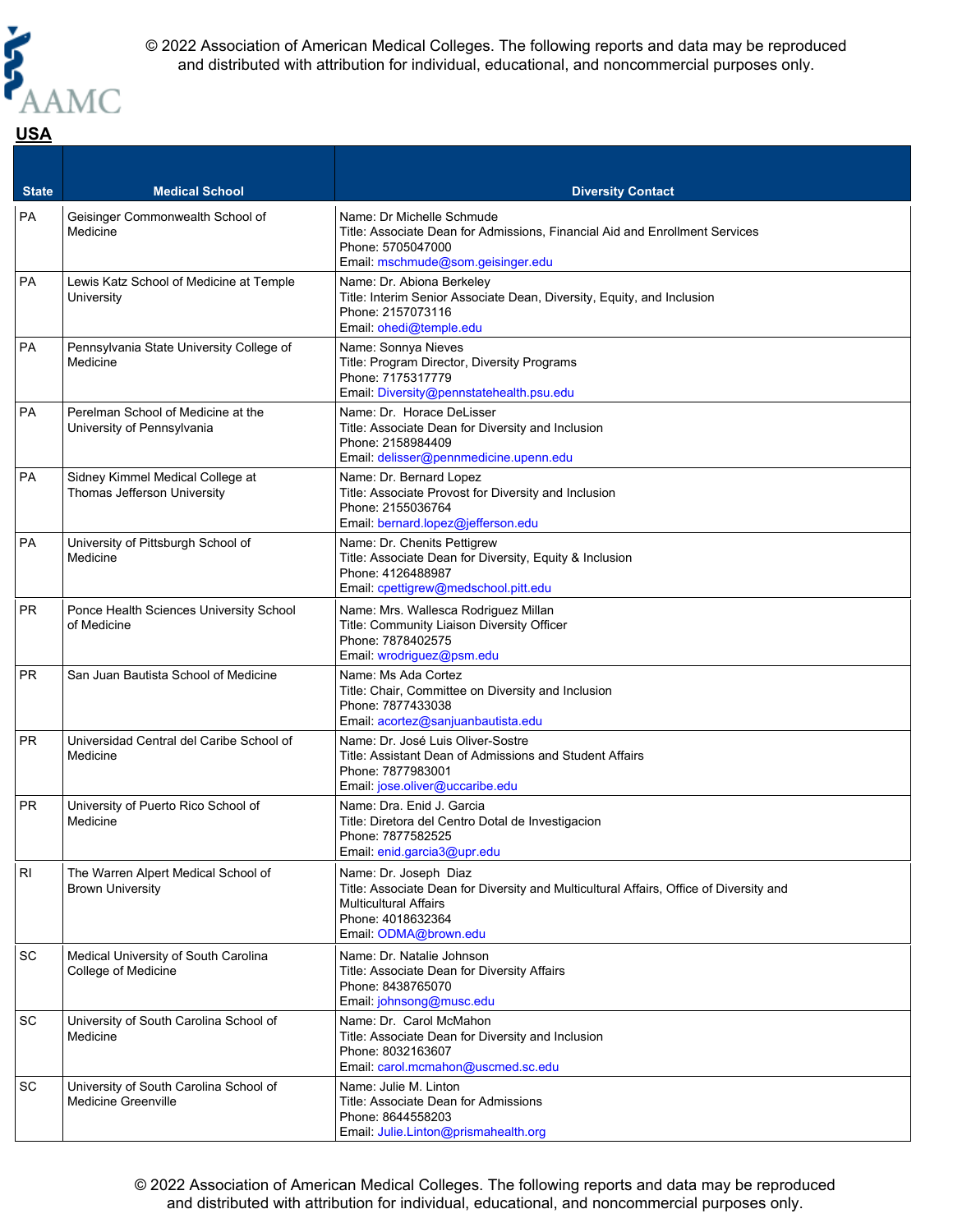## USA

| State | Medical School | Diversity Contact |
|---|---|---|
| PA | Geisinger Commonwealth School of Medicine | Name: Dr Michelle Schmude<br>Title: Associate Dean for Admissions, Financial Aid and Enrollment Services<br>Phone: 5705047000<br>Email: mschmude@som.geisinger.edu |
| PA | Lewis Katz School of Medicine at Temple University | Name: Dr. Abiona Berkeley<br>Title: Interim Senior Associate Dean, Diversity, Equity, and Inclusion<br>Phone: 2157073116<br>Email: ohedi@temple.edu |
| PA | Pennsylvania State University College of Medicine | Name: Sonnya Nieves<br>Title: Program Director, Diversity Programs<br>Phone: 7175317779<br>Email: Diversity@pennstatehealth.psu.edu |
| PA | Perelman School of Medicine at the University of Pennsylvania | Name: Dr. Horace DeLisser<br>Title: Associate Dean for Diversity and Inclusion<br>Phone: 2158984409<br>Email: delisser@pennmedicine.upenn.edu |
| PA | Sidney Kimmel Medical College at Thomas Jefferson University | Name: Dr. Bernard Lopez<br>Title: Associate Provost for Diversity and Inclusion<br>Phone: 2155036764<br>Email: bernard.lopez@jefferson.edu |
| PA | University of Pittsburgh School of Medicine | Name: Dr. Chenits Pettigrew<br>Title: Associate Dean for Diversity, Equity & Inclusion<br>Phone: 4126488987<br>Email: cpettigrew@medschool.pitt.edu |
| PR | Ponce Health Sciences University School of Medicine | Name: Mrs. Wallesca Rodriguez Millan<br>Title: Community Liaison Diversity Officer<br>Phone: 7878402575<br>Email: wrodriguez@psm.edu |
| PR | San Juan Bautista School of Medicine | Name: Ms Ada Cortez<br>Title: Chair, Committee on Diversity and Inclusion<br>Phone: 7877433038<br>Email: acortez@sanjuanbautista.edu |
| PR | Universidad Central del Caribe School of Medicine | Name: Dr. José Luis Oliver-Sostre<br>Title: Assistant Dean of Admissions and Student Affairs<br>Phone: 7877983001<br>Email: jose.oliver@uccaribe.edu |
| PR | University of Puerto Rico School of Medicine | Name: Dra. Enid J. Garcia<br>Title: Diretora del Centro Dotal de Investigacion<br>Phone: 7877582525<br>Email: enid.garcia3@upr.edu |
| RI | The Warren Alpert Medical School of Brown University | Name: Dr. Joseph Diaz<br>Title: Associate Dean for Diversity and Multicultural Affairs, Office of Diversity and Multicultural Affairs<br>Phone: 4018632364<br>Email: ODMA@brown.edu |
| SC | Medical University of South Carolina College of Medicine | Name: Dr. Natalie Johnson<br>Title: Associate Dean for Diversity Affairs<br>Phone: 8438765070<br>Email: johnsong@musc.edu |
| SC | University of South Carolina School of Medicine | Name: Dr. Carol McMahon<br>Title: Associate Dean for Diversity and Inclusion<br>Phone: 8032163607<br>Email: carol.mcmahon@uscmed.sc.edu |
| SC | University of South Carolina School of Medicine Greenville | Name: Julie M. Linton<br>Title: Associate Dean for Admissions<br>Phone: 8644558203<br>Email: Julie.Linton@prismahealth.org |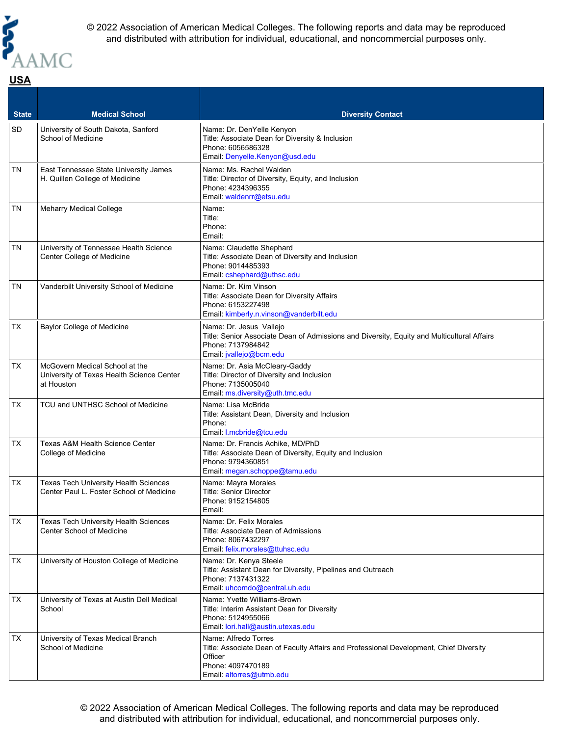## USA

| State | Medical School | Diversity Contact |
|---|---|---|
| SD | University of South Dakota, Sanford School of Medicine | Name: Dr. DenYelle Kenyon<br>Title: Associate Dean for Diversity & Inclusion<br>Phone: 6056586328<br>Email: Denyelle.Kenyon@usd.edu |
| TN | East Tennessee State University James H. Quillen College of Medicine | Name: Ms. Rachel Walden<br>Title: Director of Diversity, Equity, and Inclusion<br>Phone: 4234396355<br>Email: waldenrr@etsu.edu |
| TN | Meharry Medical College | Name:<br>Title:<br>Phone:<br>Email: |
| TN | University of Tennessee Health Science Center College of Medicine | Name: Claudette Shephard<br>Title: Associate Dean of Diversity and Inclusion<br>Phone: 9014485393<br>Email: cshephard@uthsc.edu |
| TN | Vanderbilt University School of Medicine | Name: Dr. Kim Vinson<br>Title: Associate Dean for Diversity Affairs<br>Phone: 6153227498<br>Email: kimberly.n.vinson@vanderbilt.edu |
| TX | Baylor College of Medicine | Name: Dr. Jesus Vallejo<br>Title: Senior Associate Dean of Admissions and Diversity, Equity and Multicultural Affairs<br>Phone: 7137984842<br>Email: jvallejo@bcm.edu |
| TX | McGovern Medical School at the University of Texas Health Science Center at Houston | Name: Dr. Asia McCleary-Gaddy<br>Title: Director of Diversity and Inclusion<br>Phone: 7135005040<br>Email: ms.diversity@uth.tmc.edu |
| TX | TCU and UNTHSC School of Medicine | Name: Lisa McBride<br>Title: Assistant Dean, Diversity and Inclusion<br>Phone:<br>Email: l.mcbride@tcu.edu |
| TX | Texas A&M Health Science Center College of Medicine | Name: Dr. Francis Achike, MD/PhD<br>Title: Associate Dean of Diversity, Equity and Inclusion<br>Phone: 9794360851<br>Email: megan.schoppe@tamu.edu |
| TX | Texas Tech University Health Sciences Center Paul L. Foster School of Medicine | Name: Mayra Morales<br>Title: Senior Director<br>Phone: 9152154805<br>Email: |
| TX | Texas Tech University Health Sciences Center School of Medicine | Name: Dr. Felix Morales<br>Title: Associate Dean of Admissions<br>Phone: 8067432297<br>Email: felix.morales@ttuhsc.edu |
| TX | University of Houston College of Medicine | Name: Dr. Kenya Steele<br>Title: Assistant Dean for Diversity, Pipelines and Outreach<br>Phone: 7137431322<br>Email: uhcomdo@central.uh.edu |
| TX | University of Texas at Austin Dell Medical School | Name: Yvette Williams-Brown<br>Title: Interim Assistant Dean for Diversity<br>Phone: 5124955066<br>Email: lori.hall@austin.utexas.edu |
| TX | University of Texas Medical Branch School of Medicine | Name: Alfredo Torres<br>Title: Associate Dean of Faculty Affairs and Professional Development, Chief Diversity Officer<br>Phone: 4097470189<br>Email: altorres@utmb.edu |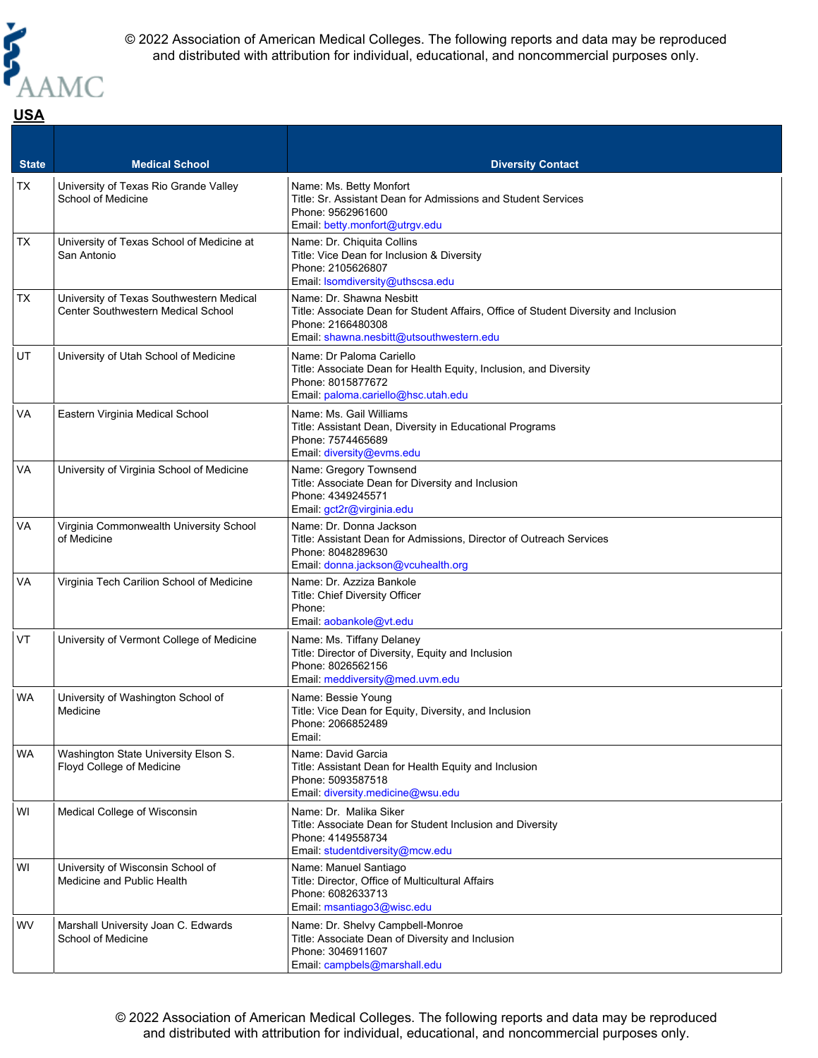## USA

| State | Medical School | Diversity Contact |
|---|---|---|
| TX | University of Texas Rio Grande Valley School of Medicine | Name: Ms. Betty Monfort<br>Title: Sr. Assistant Dean for Admissions and Student Services<br>Phone: 9562961600<br>Email: betty.monfort@utrgv.edu |
| TX | University of Texas School of Medicine at San Antonio | Name: Dr. Chiquita Collins<br>Title: Vice Dean for Inclusion & Diversity<br>Phone: 2105626807<br>Email: lsomdiversity@uthscsa.edu |
| TX | University of Texas Southwestern Medical Center Southwestern Medical School | Name: Dr. Shawna Nesbitt<br>Title: Associate Dean for Student Affairs, Office of Student Diversity and Inclusion<br>Phone: 2166480308<br>Email: shawna.nesbitt@utsouthwestern.edu |
| UT | University of Utah School of Medicine | Name: Dr Paloma Cariello<br>Title: Associate Dean for Health Equity, Inclusion, and Diversity<br>Phone: 8015877672<br>Email: paloma.cariello@hsc.utah.edu |
| VA | Eastern Virginia Medical School | Name: Ms. Gail Williams<br>Title: Assistant Dean, Diversity in Educational Programs<br>Phone: 7574465689<br>Email: diversity@evms.edu |
| VA | University of Virginia School of Medicine | Name: Gregory Townsend<br>Title: Associate Dean for Diversity and Inclusion<br>Phone: 4349245571<br>Email: gct2r@virginia.edu |
| VA | Virginia Commonwealth University School of Medicine | Name: Dr. Donna Jackson<br>Title: Assistant Dean for Admissions, Director of Outreach Services<br>Phone: 8048289630<br>Email: donna.jackson@vcuhealth.org |
| VA | Virginia Tech Carilion School of Medicine | Name: Dr. Azziza Bankole<br>Title: Chief Diversity Officer<br>Phone:<br>Email: aobankole@vt.edu |
| VT | University of Vermont College of Medicine | Name: Ms. Tiffany Delaney<br>Title: Director of Diversity, Equity and Inclusion<br>Phone: 8026562156<br>Email: meddiversity@med.uvm.edu |
| WA | University of Washington School of Medicine | Name: Bessie Young<br>Title: Vice Dean for Equity, Diversity, and Inclusion<br>Phone: 2066852489<br>Email: |
| WA | Washington State University Elson S. Floyd College of Medicine | Name: David Garcia<br>Title: Assistant Dean for Health Equity and Inclusion<br>Phone: 5093587518<br>Email: diversity.medicine@wsu.edu |
| WI | Medical College of Wisconsin | Name: Dr. Malika Siker<br>Title: Associate Dean for Student Inclusion and Diversity<br>Phone: 4149558734<br>Email: studentdiversity@mcw.edu |
| WI | University of Wisconsin School of Medicine and Public Health | Name: Manuel Santiago<br>Title: Director, Office of Multicultural Affairs<br>Phone: 6082633713<br>Email: msantiago3@wisc.edu |
| WV | Marshall University Joan C. Edwards School of Medicine | Name: Dr. Shelvy Campbell-Monroe<br>Title: Associate Dean of Diversity and Inclusion<br>Phone: 3046911607<br>Email: campbels@marshall.edu |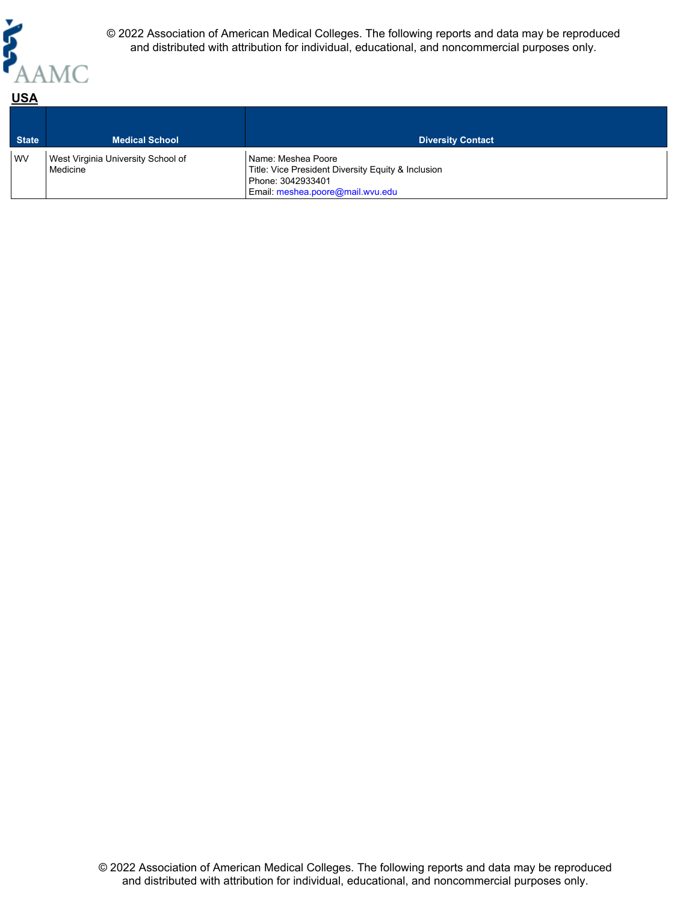## USA

| State | Medical School | Diversity Contact |
| --- | --- | --- |
| WV | West Virginia University School of Medicine | Name: Meshea Poore<br>Title: Vice President Diversity Equity & Inclusion<br>Phone: 3042933401<br>Email: meshea.poore@mail.wvu.edu |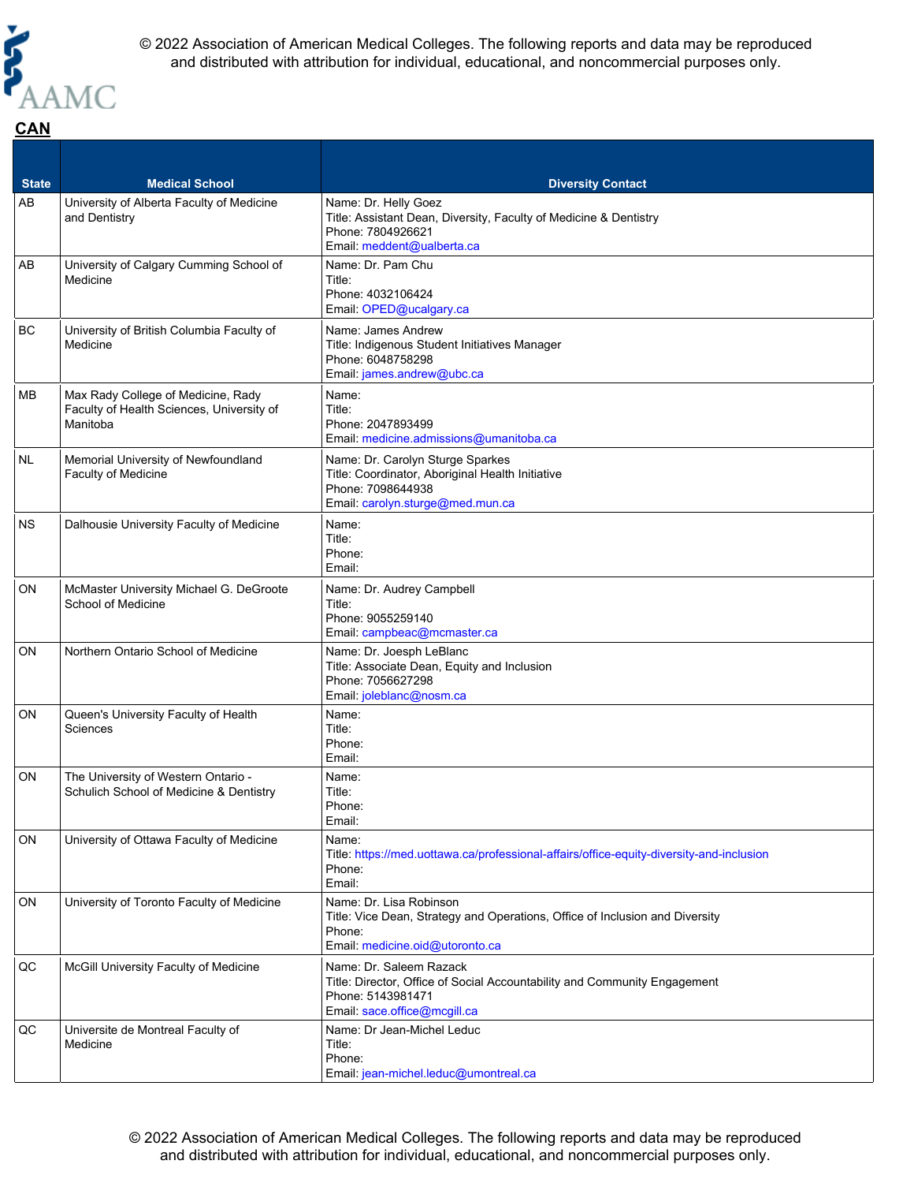## CAN

| State | Medical School | Diversity Contact |
| --- | --- | --- |
| AB | University of Alberta Faculty of Medicine and Dentistry | Name: Dr. Helly Goez<br>Title: Assistant Dean, Diversity, Faculty of Medicine & Dentistry<br>Phone: 7804926621<br>Email: meddent@ualberta.ca |
| AB | University of Calgary Cumming School of Medicine | Name: Dr. Pam Chu<br>Title:<br>Phone: 4032106424<br>Email: OPED@ucalgary.ca |
| BC | University of British Columbia Faculty of Medicine | Name: James Andrew<br>Title: Indigenous Student Initiatives Manager<br>Phone: 6048758298<br>Email: james.andrew@ubc.ca |
| MB | Max Rady College of Medicine, Rady Faculty of Health Sciences, University of Manitoba | Name:<br>Title:<br>Phone: 2047893499<br>Email: medicine.admissions@umanitoba.ca |
| NL | Memorial University of Newfoundland Faculty of Medicine | Name: Dr. Carolyn Sturge Sparkes<br>Title: Coordinator, Aboriginal Health Initiative<br>Phone: 7098644938<br>Email: carolyn.sturge@med.mun.ca |
| NS | Dalhousie University Faculty of Medicine | Name:<br>Title:<br>Phone:<br>Email: |
| ON | McMaster University Michael G. DeGroote School of Medicine | Name: Dr. Audrey Campbell<br>Title:<br>Phone: 9055259140<br>Email: campbeac@mcmaster.ca |
| ON | Northern Ontario School of Medicine | Name: Dr. Joesph LeBlanc<br>Title: Associate Dean, Equity and Inclusion<br>Phone: 7056627298<br>Email: joleblanc@nosm.ca |
| ON | Queen's University Faculty of Health Sciences | Name:<br>Title:<br>Phone:<br>Email: |
| ON | The University of Western Ontario - Schulich School of Medicine & Dentistry | Name:<br>Title:<br>Phone:<br>Email: |
| ON | University of Ottawa Faculty of Medicine | Name:<br>Title: https://med.uottawa.ca/professional-affairs/office-equity-diversity-and-inclusion<br>Phone:<br>Email: |
| ON | University of Toronto Faculty of Medicine | Name: Dr. Lisa Robinson<br>Title: Vice Dean, Strategy and Operations, Office of Inclusion and Diversity<br>Phone:<br>Email: medicine.oid@utoronto.ca |
| QC | McGill University Faculty of Medicine | Name: Dr. Saleem Razack<br>Title: Director, Office of Social Accountability and Community Engagement<br>Phone: 5143981471<br>Email: sace.office@mcgill.ca |
| QC | Universite de Montreal Faculty of Medicine | Name: Dr Jean-Michel Leduc<br>Title:<br>Phone:<br>Email: jean-michel.leduc@umontreal.ca |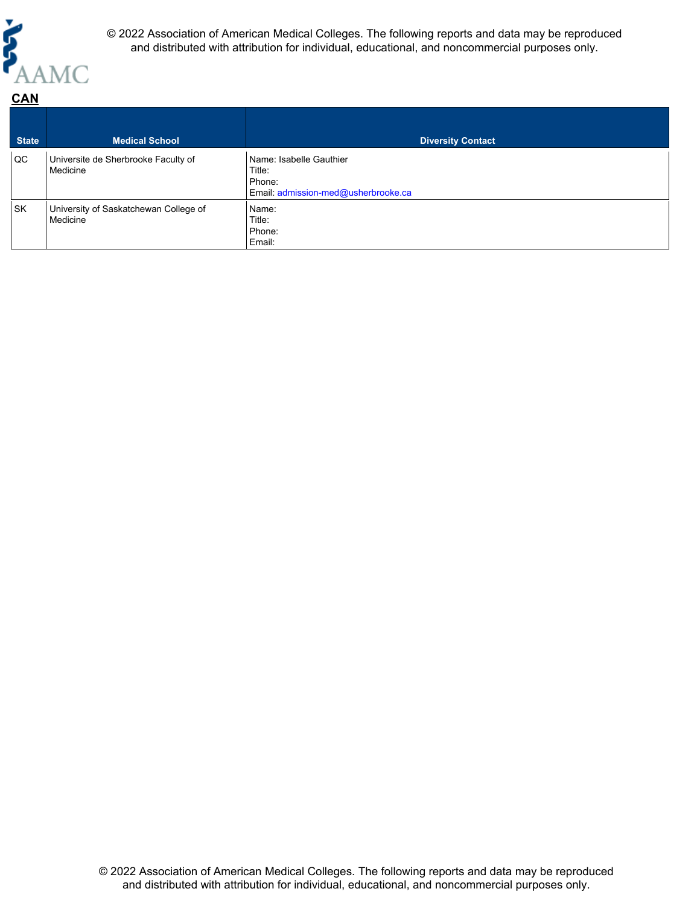## CAN

| State | Medical School | Diversity Contact |
|---|---|---|
| QC | Universite de Sherbrooke Faculty of Medicine | Name: Isabelle Gauthier<br>Title:<br>Phone:<br>Email: admission-med@usherbrooke.ca |
| SK | University of Saskatchewan College of Medicine | Name:<br>Title:<br>Phone:<br>Email: |